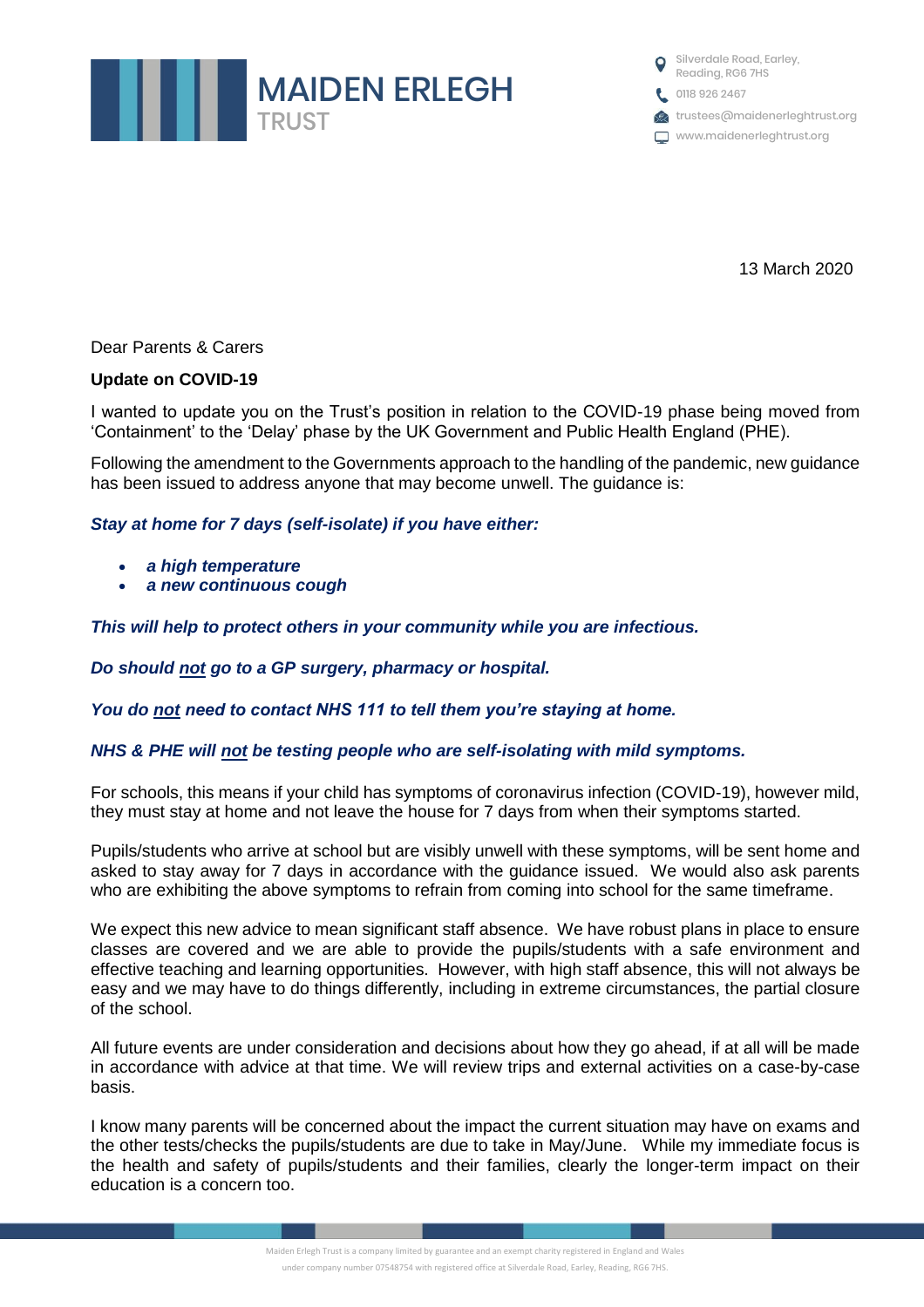MAIDEN ERLEGH
TRUST

Silverdale Road, Earley, Reading, RG6 7HS
0118 926 2467
trustees@maidenerleghtrust.org
www.maidenerleghtrust.org

13 March 2020

Dear Parents & Carers

**Update on COVID-19**

I wanted to update you on the Trust's position in relation to the COVID-19 phase being moved from 'Containment' to the 'Delay' phase by the UK Government and Public Health England (PHE).

Following the amendment to the Governments approach to the handling of the pandemic, new guidance has been issued to address anyone that may become unwell. The guidance is:

***Stay at home for 7 days (self-isolate) if you have either:***

- ***a high temperature***
- ***a new continuous cough***

***This will help to protect others in your community while you are infectious.***

***Do should not go to a GP surgery, pharmacy or hospital.***

***You do not need to contact NHS 111 to tell them you're staying at home.***

***NHS & PHE will not be testing people who are self-isolating with mild symptoms.***

For schools, this means if your child has symptoms of coronavirus infection (COVID-19), however mild, they must stay at home and not leave the house for 7 days from when their symptoms started.

Pupils/students who arrive at school but are visibly unwell with these symptoms, will be sent home and asked to stay away for 7 days in accordance with the guidance issued. We would also ask parents who are exhibiting the above symptoms to refrain from coming into school for the same timeframe.

We expect this new advice to mean significant staff absence. We have robust plans in place to ensure classes are covered and we are able to provide the pupils/students with a safe environment and effective teaching and learning opportunities. However, with high staff absence, this will not always be easy and we may have to do things differently, including in extreme circumstances, the partial closure of the school.

All future events are under consideration and decisions about how they go ahead, if at all will be made in accordance with advice at that time. We will review trips and external activities on a case-by-case basis.

I know many parents will be concerned about the impact the current situation may have on exams and the other tests/checks the pupils/students are due to take in May/June. While my immediate focus is the health and safety of pupils/students and their families, clearly the longer-term impact on their education is a concern too.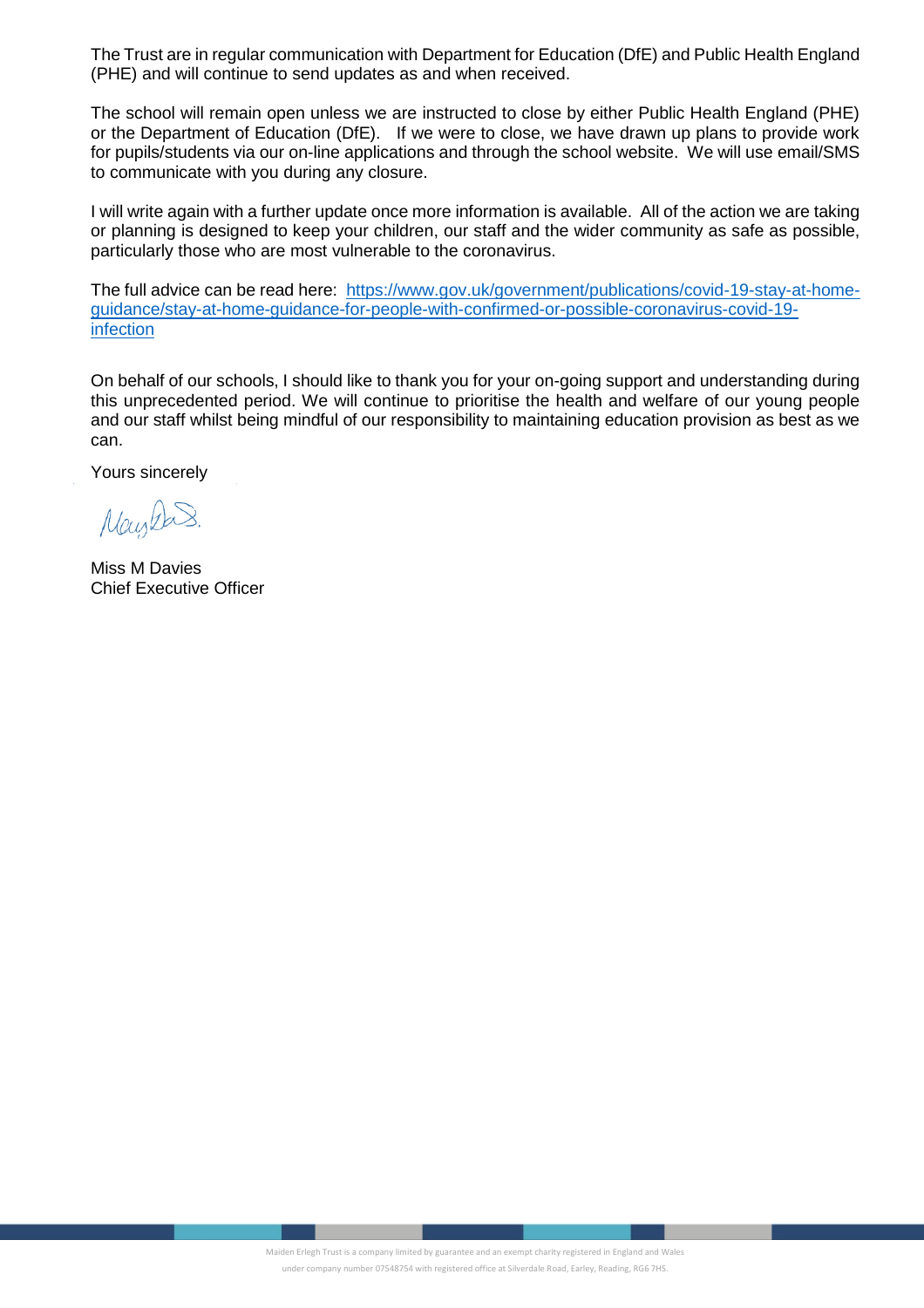The Trust are in regular communication with Department for Education (DfE) and Public Health England (PHE) and will continue to send updates as and when received.

The school will remain open unless we are instructed to close by either Public Health England (PHE) or the Department of Education (DfE). If we were to close, we have drawn up plans to provide work for pupils/students via our on-line applications and through the school website. We will use email/SMS to communicate with you during any closure.

I will write again with a further update once more information is available. All of the action we are taking or planning is designed to keep your children, our staff and the wider community as safe as possible, particularly those who are most vulnerable to the coronavirus.

The full advice can be read here: [https://www.gov.uk/government/publications/covid-19-stay-at-home-guidance/stay-at-home-guidance-for-people-with-confirmed-or-possible-coronavirus-covid-19-infection](https://www.gov.uk/government/publications/covid-19-stay-at-home-guidance/stay-at-home-guidance-for-people-with-confirmed-or-possible-coronavirus-covid-19-infection)

On behalf of our schools, I should like to thank you for your on-going support and understanding during this unprecedented period. We will continue to prioritise the health and welfare of our young people and our staff whilst being mindful of our responsibility to maintaining education provision as best as we can.

Yours sincerely

Miss M Davies
Chief Executive Officer

Maiden Erlegh Trust is a company limited by guarantee and an exempt charity registered in England and Wales under company number 07548754 with registered office at Silverdale Road, Earley, Reading, RG6 7HS.